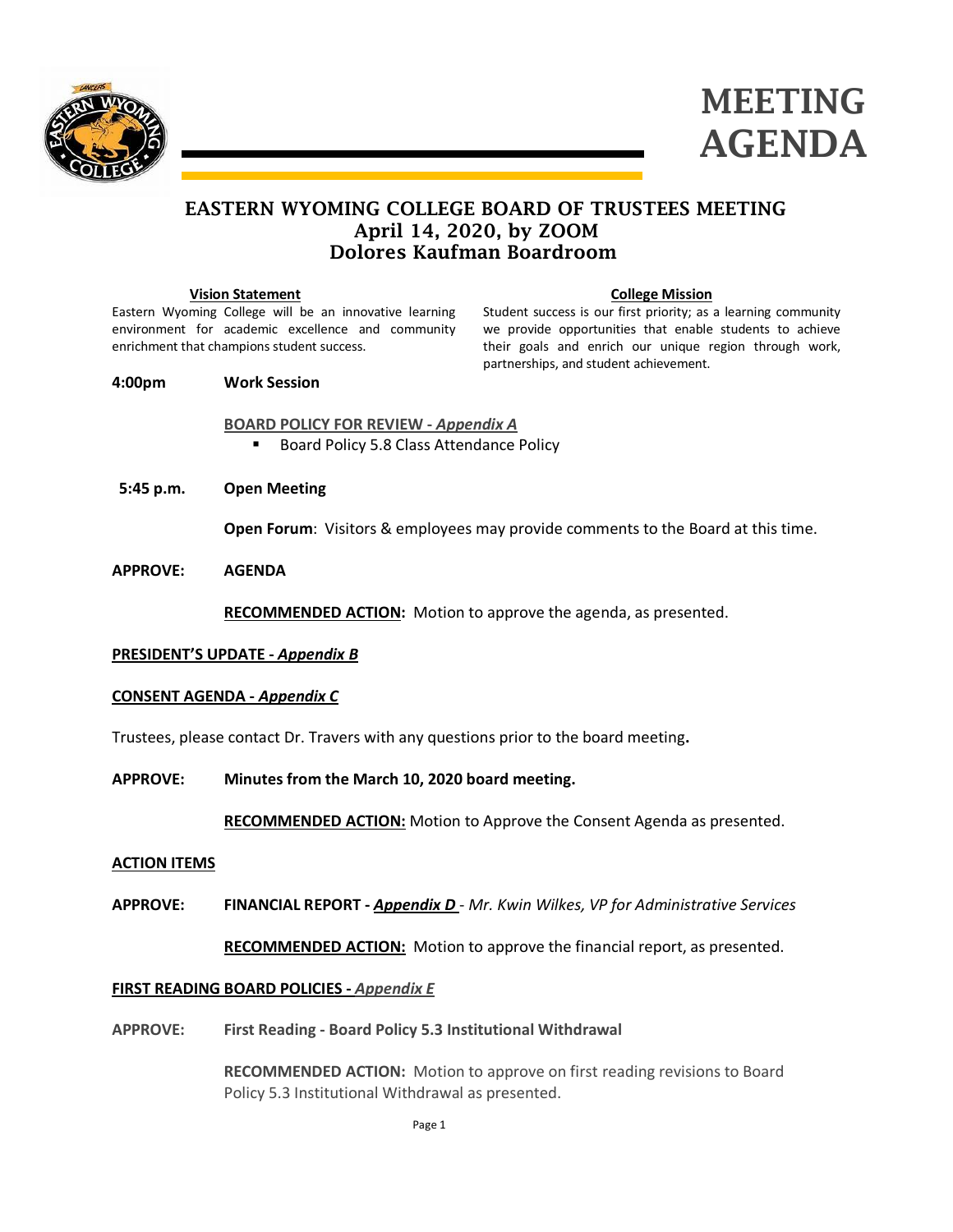# MEETING AGENDA

## EASTERN WYOMING COLLEGE BOARD OF TRUSTEES MEETING
## April 14, 2020, by ZOOM
## Dolores Kaufman Boardroom

**Vision Statement**

Eastern Wyoming College will be an innovative learning environment for academic excellence and community enrichment that champions student success.

**College Mission**

Student success is our first priority; as a learning community we provide opportunities that enable students to achieve their goals and enrich our unique region through work, partnerships, and student achievement.

**4:00pm** **Work Session**

**BOARD POLICY FOR REVIEW - *Appendix A***

- Board Policy 5.8 Class Attendance Policy

**5:45 p.m.** **Open Meeting**

**Open Forum**: Visitors & employees may provide comments to the Board at this time.

**APPROVE:** **AGENDA**

**RECOMMENDED ACTION:** Motion to approve the agenda, as presented.

**PRESIDENT'S UPDATE - *Appendix B***

**CONSENT AGENDA - *Appendix C***

Trustees, please contact Dr. Travers with any questions prior to the board meeting**.**

**APPROVE:** **Minutes from the March 10, 2020 board meeting.**

**RECOMMENDED ACTION:** Motion to Approve the Consent Agenda as presented.

**ACTION ITEMS**

**APPROVE:** **FINANCIAL REPORT - *Appendix D*** - *Mr. Kwin Wilkes, VP for Administrative Services*

**RECOMMENDED ACTION:** Motion to approve the financial report, as presented.

**FIRST READING BOARD POLICIES - *Appendix E***

**APPROVE:** **First Reading - Board Policy 5.3 Institutional Withdrawal**

**RECOMMENDED ACTION:** Motion to approve on first reading revisions to Board Policy 5.3 Institutional Withdrawal as presented.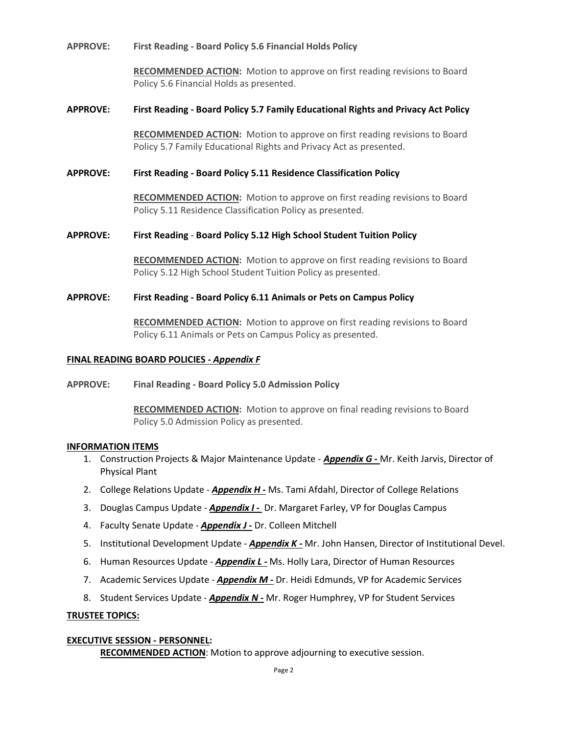**APPROVE:** **First Reading - Board Policy 5.6 Financial Holds Policy**

**RECOMMENDED ACTION:** Motion to approve on first reading revisions to Board Policy 5.6 Financial Holds as presented.

**APPROVE:** **First Reading - Board Policy 5.7 Family Educational Rights and Privacy Act Policy**

**RECOMMENDED ACTION:** Motion to approve on first reading revisions to Board Policy 5.7 Family Educational Rights and Privacy Act as presented.

**APPROVE:** **First Reading - Board Policy 5.11 Residence Classification Policy**

**RECOMMENDED ACTION:** Motion to approve on first reading revisions to Board Policy 5.11 Residence Classification Policy as presented.

**APPROVE:** **First Reading - Board Policy 5.12 High School Student Tuition Policy**

**RECOMMENDED ACTION:** Motion to approve on first reading revisions to Board Policy 5.12 High School Student Tuition Policy as presented.

**APPROVE:** **First Reading - Board Policy 6.11 Animals or Pets on Campus Policy**

**RECOMMENDED ACTION:** Motion to approve on first reading revisions to Board Policy 6.11 Animals or Pets on Campus Policy as presented.

**FINAL READING BOARD POLICIES - *Appendix F***

**APPROVE:** **Final Reading - Board Policy 5.0 Admission Policy**

**RECOMMENDED ACTION:** Motion to approve on final reading revisions to Board Policy 5.0 Admission Policy as presented.

**INFORMATION ITEMS**

1. Construction Projects & Major Maintenance Update - ***Appendix G -*** Mr. Keith Jarvis, Director of Physical Plant
2. College Relations Update - ***Appendix H -*** Ms. Tami Afdahl, Director of College Relations
3. Douglas Campus Update - ***Appendix I -*** Dr. Margaret Farley, VP for Douglas Campus
4. Faculty Senate Update - ***Appendix J -*** Dr. Colleen Mitchell
5. Institutional Development Update - ***Appendix K -*** Mr. John Hansen, Director of Institutional Devel.
6. Human Resources Update - ***Appendix L -*** Ms. Holly Lara, Director of Human Resources
7. Academic Services Update - ***Appendix M -*** Dr. Heidi Edmunds, VP for Academic Services
8. Student Services Update - ***Appendix N -*** Mr. Roger Humphrey, VP for Student Services

**TRUSTEE TOPICS:**

**EXECUTIVE SESSION - PERSONNEL:**

**RECOMMENDED ACTION**: Motion to approve adjourning to executive session.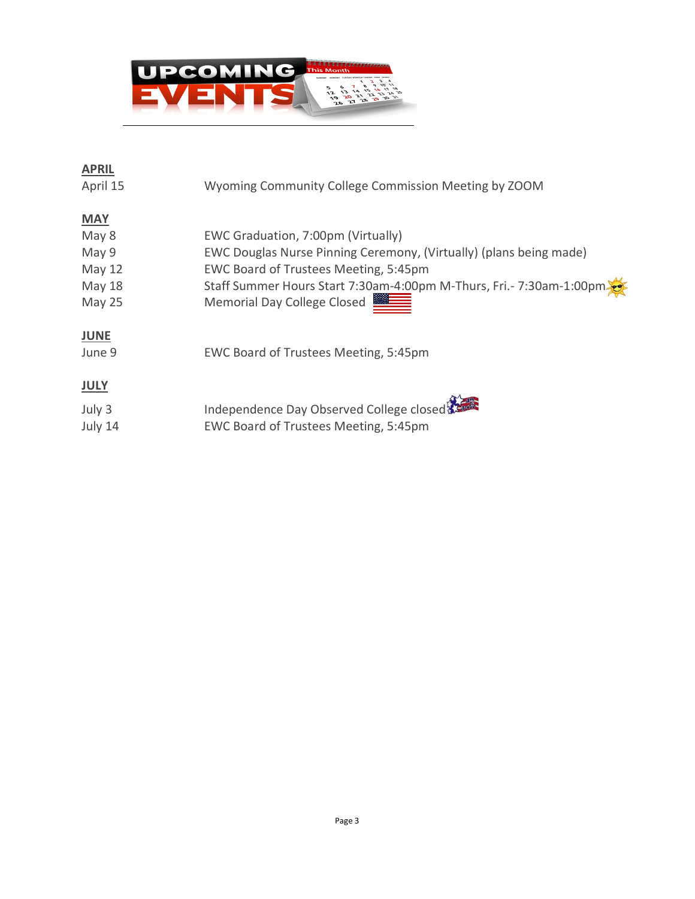# UPCOMING EVENTS

## APRIL

| | |
|---|---|
| April 15 | Wyoming Community College Commission Meeting by ZOOM |

## MAY

| | |
|---|---|
| May 8 | EWC Graduation, 7:00pm (Virtually) |
| May 9 | EWC Douglas Nurse Pinning Ceremony, (Virtually) (plans being made) |
| May 12 | EWC Board of Trustees Meeting, 5:45pm |
| May 18 | Staff Summer Hours Start 7:30am-4:00pm M-Thurs, Fri.- 7:30am-1:00pm |
| May 25 | Memorial Day College Closed |

## JUNE

| | |
|---|---|
| June 9 | EWC Board of Trustees Meeting, 5:45pm |

## JULY

| | |
|---|---|
| July 3 | Independence Day Observed College closed |
| July 14 | EWC Board of Trustees Meeting, 5:45pm |